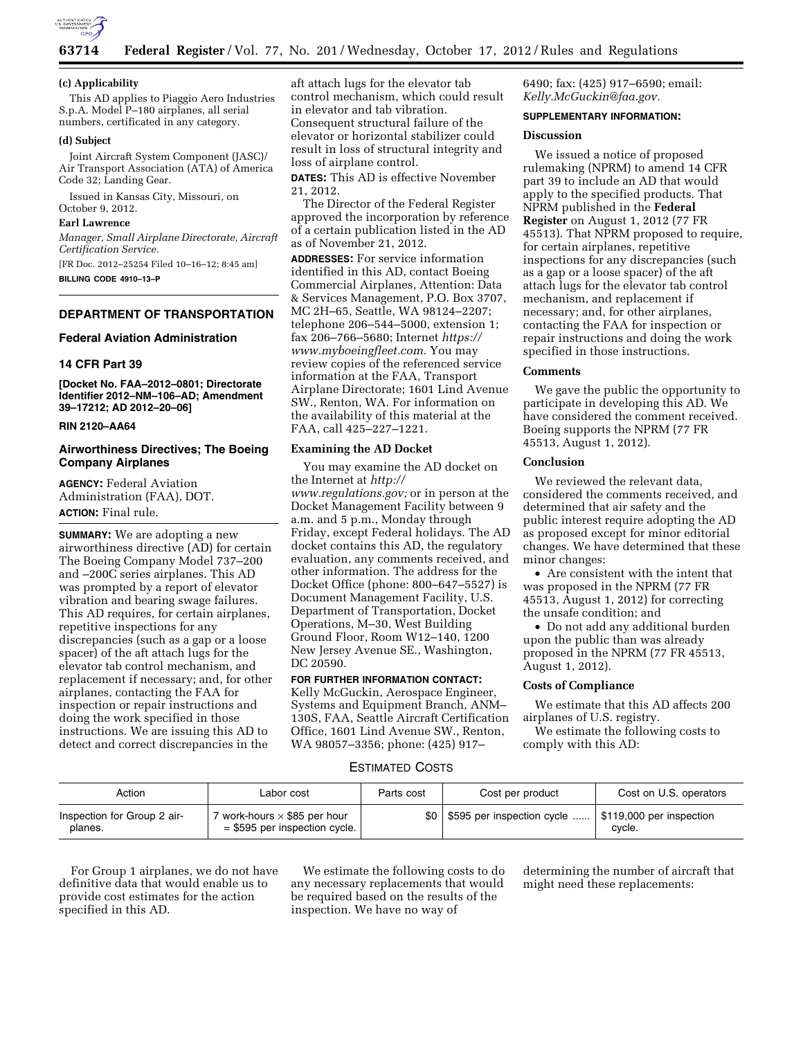**(c) Applicability**

This AD applies to Piaggio Aero Industries S.p.A. Model P–180 airplanes, all serial numbers, certificated in any category.

**(d) Subject**

Joint Aircraft System Component (JASC)/ Air Transport Association (ATA) of America Code 32; Landing Gear.

Issued in Kansas City, Missouri, on October 9, 2012.

**Earl Lawrence**

*Manager, Small Airplane Directorate, Aircraft Certification Service.*

[FR Doc. 2012–25254 Filed 10–16–12; 8:45 am]

**BILLING CODE 4910–13–P**

## DEPARTMENT OF TRANSPORTATION

## Federal Aviation Administration

## 14 CFR Part 39

**[Docket No. FAA–2012–0801; Directorate Identifier 2012–NM–106–AD; Amendment 39–17212; AD 2012–20–06]**

**RIN 2120–AA64**

## Airworthiness Directives; The Boeing Company Airplanes

**AGENCY:** Federal Aviation Administration (FAA), DOT.

**ACTION:** Final rule.

**SUMMARY:** We are adopting a new airworthiness directive (AD) for certain The Boeing Company Model 737–200 and –200C series airplanes. This AD was prompted by a report of elevator vibration and bearing swage failures. This AD requires, for certain airplanes, repetitive inspections for any discrepancies (such as a gap or a loose spacer) of the aft attach lugs for the elevator tab control mechanism, and replacement if necessary; and, for other airplanes, contacting the FAA for inspection or repair instructions and doing the work specified in those instructions. We are issuing this AD to detect and correct discrepancies in the aft attach lugs for the elevator tab control mechanism, which could result in elevator and tab vibration. Consequent structural failure of the elevator or horizontal stabilizer could result in loss of structural integrity and loss of airplane control.

**DATES:** This AD is effective November 21, 2012.

The Director of the Federal Register approved the incorporation by reference of a certain publication listed in the AD as of November 21, 2012.

**ADDRESSES:** For service information identified in this AD, contact Boeing Commercial Airplanes, Attention: Data & Services Management, P.O. Box 3707, MC 2H–65, Seattle, WA 98124–2207; telephone 206–544–5000, extension 1; fax 206–766–5680; Internet *https://www.myboeingfleet.com.* You may review copies of the referenced service information at the FAA, Transport Airplane Directorate; 1601 Lind Avenue SW., Renton, WA. For information on the availability of this material at the FAA, call 425–227–1221.

### Examining the AD Docket

You may examine the AD docket on the Internet at *http://www.regulations.gov;* or in person at the Docket Management Facility between 9 a.m. and 5 p.m., Monday through Friday, except Federal holidays. The AD docket contains this AD, the regulatory evaluation, any comments received, and other information. The address for the Docket Office (phone: 800–647–5527) is Document Management Facility, U.S. Department of Transportation, Docket Operations, M–30, West Building Ground Floor, Room W12–140, 1200 New Jersey Avenue SE., Washington, DC 20590.

**FOR FURTHER INFORMATION CONTACT:** Kelly McGuckin, Aerospace Engineer, Systems and Equipment Branch, ANM–130S, FAA, Seattle Aircraft Certification Office, 1601 Lind Avenue SW., Renton, WA 98057–3356; phone: (425) 917–6490; fax: (425) 917–6590; email: *Kelly.McGuckin@faa.gov.*

**SUPPLEMENTARY INFORMATION:**

### Discussion

We issued a notice of proposed rulemaking (NPRM) to amend 14 CFR part 39 to include an AD that would apply to the specified products. That NPRM published in the **Federal Register** on August 1, 2012 (77 FR 45513). That NPRM proposed to require, for certain airplanes, repetitive inspections for any discrepancies (such as a gap or a loose spacer) of the aft attach lugs for the elevator tab control mechanism, and replacement if necessary; and, for other airplanes, contacting the FAA for inspection or repair instructions and doing the work specified in those instructions.

### Comments

We gave the public the opportunity to participate in developing this AD. We have considered the comment received. Boeing supports the NPRM (77 FR 45513, August 1, 2012).

### Conclusion

We reviewed the relevant data, considered the comments received, and determined that air safety and the public interest require adopting the AD as proposed except for minor editorial changes. We have determined that these minor changes:

- Are consistent with the intent that was proposed in the NPRM (77 FR 45513, August 1, 2012) for correcting the unsafe condition; and
- Do not add any additional burden upon the public than was already proposed in the NPRM (77 FR 45513, August 1, 2012).

### Costs of Compliance

We estimate that this AD affects 200 airplanes of U.S. registry.

We estimate the following costs to comply with this AD:

ESTIMATED COSTS

| Action | Labor cost | Parts cost | Cost per product | Cost on U.S. operators |
|---|---|---|---|---|
| Inspection for Group 2 airplanes. | 7 work-hours × $85 per hour = $595 per inspection cycle. | $0 | $595 per inspection cycle | $119,000 per inspection cycle. |

For Group 1 airplanes, we do not have definitive data that would enable us to provide cost estimates for the action specified in this AD.

We estimate the following costs to do any necessary replacements that would be required based on the results of the inspection. We have no way of determining the number of aircraft that might need these replacements: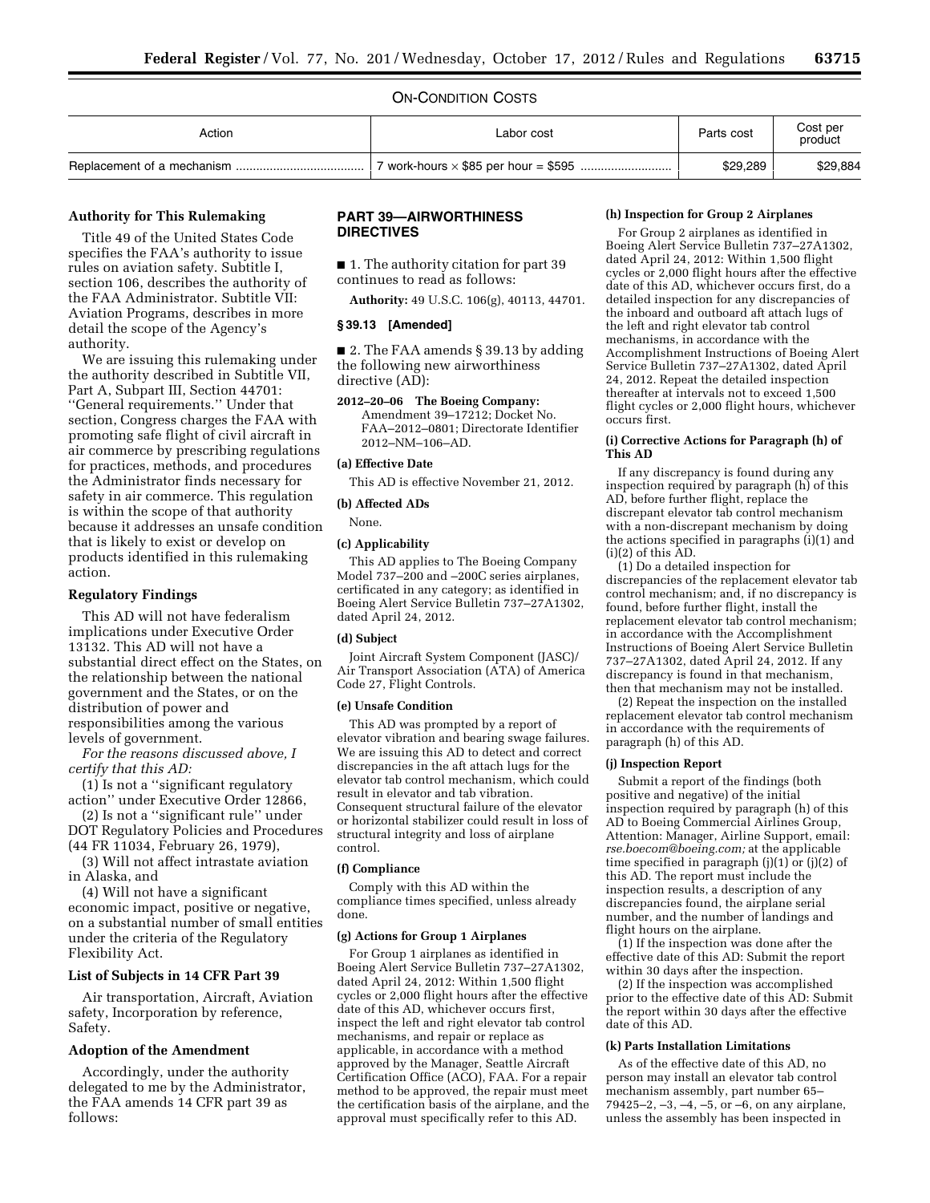ON-CONDITION COSTS

| Action | Labor cost | Parts cost | Cost per product |
|---|---|---|---|
| Replacement of a mechanism | 7 work-hours × $85 per hour = $595 | $29,289 | $29,884 |

**Authority for This Rulemaking**

Title 49 of the United States Code specifies the FAA's authority to issue rules on aviation safety. Subtitle I, section 106, describes the authority of the FAA Administrator. Subtitle VII: Aviation Programs, describes in more detail the scope of the Agency's authority.

We are issuing this rulemaking under the authority described in Subtitle VII, Part A, Subpart III, Section 44701: "General requirements." Under that section, Congress charges the FAA with promoting safe flight of civil aircraft in air commerce by prescribing regulations for practices, methods, and procedures the Administrator finds necessary for safety in air commerce. This regulation is within the scope of that authority because it addresses an unsafe condition that is likely to exist or develop on products identified in this rulemaking action.

**Regulatory Findings**

This AD will not have federalism implications under Executive Order 13132. This AD will not have a substantial direct effect on the States, on the relationship between the national government and the States, or on the distribution of power and responsibilities among the various levels of government.

*For the reasons discussed above, I certify that this AD:*

(1) Is not a "significant regulatory action" under Executive Order 12866,

(2) Is not a "significant rule" under DOT Regulatory Policies and Procedures (44 FR 11034, February 26, 1979),

(3) Will not affect intrastate aviation in Alaska, and

(4) Will not have a significant economic impact, positive or negative, on a substantial number of small entities under the criteria of the Regulatory Flexibility Act.

**List of Subjects in 14 CFR Part 39**

Air transportation, Aircraft, Aviation safety, Incorporation by reference, Safety.

**Adoption of the Amendment**

Accordingly, under the authority delegated to me by the Administrator, the FAA amends 14 CFR part 39 as follows:

**PART 39—AIRWORTHINESS DIRECTIVES**

■ 1. The authority citation for part 39 continues to read as follows:

**Authority:** 49 U.S.C. 106(g), 40113, 44701.

**§ 39.13 [Amended]**

■ 2. The FAA amends § 39.13 by adding the following new airworthiness directive (AD):

**2012–20–06 The Boeing Company:** Amendment 39–17212; Docket No. FAA–2012–0801; Directorate Identifier 2012–NM–106–AD.

**(a) Effective Date**

This AD is effective November 21, 2012.

**(b) Affected ADs**

None.

**(c) Applicability**

This AD applies to The Boeing Company Model 737–200 and –200C series airplanes, certificated in any category; as identified in Boeing Alert Service Bulletin 737–27A1302, dated April 24, 2012.

**(d) Subject**

Joint Aircraft System Component (JASC)/Air Transport Association (ATA) of America Code 27, Flight Controls.

**(e) Unsafe Condition**

This AD was prompted by a report of elevator vibration and bearing swage failures. We are issuing this AD to detect and correct discrepancies in the aft attach lugs for the elevator tab control mechanism, which could result in elevator and tab vibration. Consequent structural failure of the elevator or horizontal stabilizer could result in loss of structural integrity and loss of airplane control.

**(f) Compliance**

Comply with this AD within the compliance times specified, unless already done.

**(g) Actions for Group 1 Airplanes**

For Group 1 airplanes as identified in Boeing Alert Service Bulletin 737–27A1302, dated April 24, 2012: Within 1,500 flight cycles or 2,000 flight hours after the effective date of this AD, whichever occurs first, inspect the left and right elevator tab control mechanisms, and repair or replace as applicable, in accordance with a method approved by the Manager, Seattle Aircraft Certification Office (ACO), FAA. For a repair method to be approved, the repair must meet the certification basis of the airplane, and the approval must specifically refer to this AD.

**(h) Inspection for Group 2 Airplanes**

For Group 2 airplanes as identified in Boeing Alert Service Bulletin 737–27A1302, dated April 24, 2012: Within 1,500 flight cycles or 2,000 flight hours after the effective date of this AD, whichever occurs first, do a detailed inspection for any discrepancies of the inboard and outboard aft attach lugs of the left and right elevator tab control mechanisms, in accordance with the Accomplishment Instructions of Boeing Alert Service Bulletin 737–27A1302, dated April 24, 2012. Repeat the detailed inspection thereafter at intervals not to exceed 1,500 flight cycles or 2,000 flight hours, whichever occurs first.

**(i) Corrective Actions for Paragraph (h) of This AD**

If any discrepancy is found during any inspection required by paragraph (h) of this AD, before further flight, replace the discrepant elevator tab control mechanism with a non-discrepant mechanism by doing the actions specified in paragraphs (i)(1) and (i)(2) of this AD.

(1) Do a detailed inspection for discrepancies of the replacement elevator tab control mechanism; and, if no discrepancy is found, before further flight, install the replacement elevator tab control mechanism; in accordance with the Accomplishment Instructions of Boeing Alert Service Bulletin 737–27A1302, dated April 24, 2012. If any discrepancy is found in that mechanism, then that mechanism may not be installed.

(2) Repeat the inspection on the installed replacement elevator tab control mechanism in accordance with the requirements of paragraph (h) of this AD.

**(j) Inspection Report**

Submit a report of the findings (both positive and negative) of the initial inspection required by paragraph (h) of this AD to Boeing Commercial Airlines Group, Attention: Manager, Airline Support, email: *rse.boecom@boeing.com;* at the applicable time specified in paragraph (j)(1) or (j)(2) of this AD. The report must include the inspection results, a description of any discrepancies found, the airplane serial number, and the number of landings and flight hours on the airplane.

(1) If the inspection was done after the effective date of this AD: Submit the report within 30 days after the inspection.

(2) If the inspection was accomplished prior to the effective date of this AD: Submit the report within 30 days after the effective date of this AD.

**(k) Parts Installation Limitations**

As of the effective date of this AD, no person may install an elevator tab control mechanism assembly, part number 65–79425–2, –3, –4, –5, or –6, on any airplane, unless the assembly has been inspected in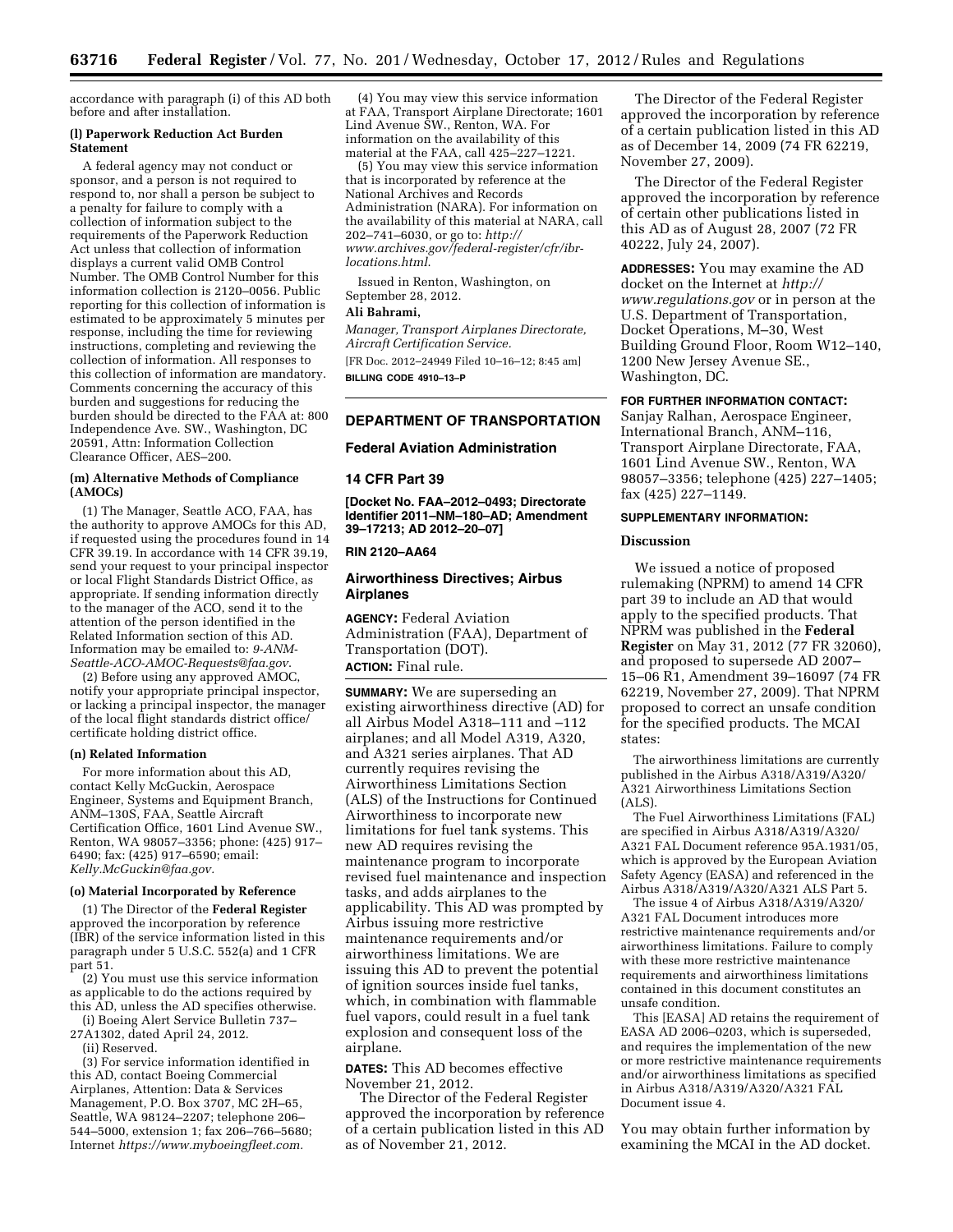accordance with paragraph (i) of this AD both before and after installation.

#### (l) Paperwork Reduction Act Burden Statement

A federal agency may not conduct or sponsor, and a person is not required to respond to, nor shall a person be subject to a penalty for failure to comply with a collection of information subject to the requirements of the Paperwork Reduction Act unless that collection of information displays a current valid OMB Control Number. The OMB Control Number for this information collection is 2120–0056. Public reporting for this collection of information is estimated to be approximately 5 minutes per response, including the time for reviewing instructions, completing and reviewing the collection of information. All responses to this collection of information are mandatory. Comments concerning the accuracy of this burden and suggestions for reducing the burden should be directed to the FAA at: 800 Independence Ave. SW., Washington, DC 20591, Attn: Information Collection Clearance Officer, AES–200.

#### (m) Alternative Methods of Compliance (AMOCs)

(1) The Manager, Seattle ACO, FAA, has the authority to approve AMOCs for this AD, if requested using the procedures found in 14 CFR 39.19. In accordance with 14 CFR 39.19, send your request to your principal inspector or local Flight Standards District Office, as appropriate. If sending information directly to the manager of the ACO, send it to the attention of the person identified in the Related Information section of this AD. Information may be emailed to: *9-ANM-Seattle-ACO-AMOC-Requests@faa.gov*.

(2) Before using any approved AMOC, notify your appropriate principal inspector, or lacking a principal inspector, the manager of the local flight standards district office/ certificate holding district office.

#### (n) Related Information

For more information about this AD, contact Kelly McGuckin, Aerospace Engineer, Systems and Equipment Branch, ANM–130S, FAA, Seattle Aircraft Certification Office, 1601 Lind Avenue SW., Renton, WA 98057–3356; phone: (425) 917–6490; fax: (425) 917–6590; email: *Kelly.McGuckin@faa.gov.*

#### (o) Material Incorporated by Reference

(1) The Director of the **Federal Register** approved the incorporation by reference (IBR) of the service information listed in this paragraph under 5 U.S.C. 552(a) and 1 CFR part 51.

(2) You must use this service information as applicable to do the actions required by this AD, unless the AD specifies otherwise.

(i) Boeing Alert Service Bulletin 737–27A1302, dated April 24, 2012.

(ii) Reserved.

(3) For service information identified in this AD, contact Boeing Commercial Airplanes, Attention: Data & Services Management, P.O. Box 3707, MC 2H–65, Seattle, WA 98124–2207; telephone 206–544–5000, extension 1; fax 206–766–5680; Internet *https://www.myboeingfleet.com.*

(4) You may view this service information at FAA, Transport Airplane Directorate; 1601 Lind Avenue SW., Renton, WA. For information on the availability of this material at the FAA, call 425–227–1221.

(5) You may view this service information that is incorporated by reference at the National Archives and Records Administration (NARA). For information on the availability of this material at NARA, call 202–741–6030, or go to: *http://www.archives.gov/federal-register/cfr/ibr-locations.html*.

Issued in Renton, Washington, on September 28, 2012.

**Ali Bahrami,**

*Manager, Transport Airplanes Directorate, Aircraft Certification Service.*

[FR Doc. 2012–24949 Filed 10–16–12; 8:45 am]

**BILLING CODE 4910–13–P**

## DEPARTMENT OF TRANSPORTATION

### Federal Aviation Administration

### 14 CFR Part 39

**[Docket No. FAA–2012–0493; Directorate Identifier 2011–NM–180–AD; Amendment 39–17213; AD 2012–20–07]**

**RIN 2120–AA64**

### Airworthiness Directives; Airbus Airplanes

**AGENCY:** Federal Aviation Administration (FAA), Department of Transportation (DOT).

**ACTION:** Final rule.

**SUMMARY:** We are superseding an existing airworthiness directive (AD) for all Airbus Model A318–111 and –112 airplanes; and all Model A319, A320, and A321 series airplanes. That AD currently requires revising the Airworthiness Limitations Section (ALS) of the Instructions for Continued Airworthiness to incorporate new limitations for fuel tank systems. This new AD requires revising the maintenance program to incorporate revised fuel maintenance and inspection tasks, and adds airplanes to the applicability. This AD was prompted by Airbus issuing more restrictive maintenance requirements and/or airworthiness limitations. We are issuing this AD to prevent the potential of ignition sources inside fuel tanks, which, in combination with flammable fuel vapors, could result in a fuel tank explosion and consequent loss of the airplane.

**DATES:** This AD becomes effective November 21, 2012.

The Director of the Federal Register approved the incorporation by reference of a certain publication listed in this AD as of November 21, 2012.

The Director of the Federal Register approved the incorporation by reference of a certain publication listed in this AD as of December 14, 2009 (74 FR 62219, November 27, 2009).

The Director of the Federal Register approved the incorporation by reference of certain other publications listed in this AD as of August 28, 2007 (72 FR 40222, July 24, 2007).

**ADDRESSES:** You may examine the AD docket on the Internet at *http://www.regulations.gov* or in person at the U.S. Department of Transportation, Docket Operations, M–30, West Building Ground Floor, Room W12–140, 1200 New Jersey Avenue SE., Washington, DC.

**FOR FURTHER INFORMATION CONTACT:** Sanjay Ralhan, Aerospace Engineer, International Branch, ANM–116, Transport Airplane Directorate, FAA, 1601 Lind Avenue SW., Renton, WA 98057–3356; telephone (425) 227–1405; fax (425) 227–1149.

**SUPPLEMENTARY INFORMATION:**

### Discussion

We issued a notice of proposed rulemaking (NPRM) to amend 14 CFR part 39 to include an AD that would apply to the specified products. That NPRM was published in the **Federal Register** on May 31, 2012 (77 FR 32060), and proposed to supersede AD 2007–15–06 R1, Amendment 39–16097 (74 FR 62219, November 27, 2009). That NPRM proposed to correct an unsafe condition for the specified products. The MCAI states:

The airworthiness limitations are currently published in the Airbus A318/A319/A320/A321 Airworthiness Limitations Section (ALS).

The Fuel Airworthiness Limitations (FAL) are specified in Airbus A318/A319/A320/A321 FAL Document reference 95A.1931/05, which is approved by the European Aviation Safety Agency (EASA) and referenced in the Airbus A318/A319/A320/A321 ALS Part 5.

The issue 4 of Airbus A318/A319/A320/A321 FAL Document introduces more restrictive maintenance requirements and/or airworthiness limitations. Failure to comply with these more restrictive maintenance requirements and airworthiness limitations contained in this document constitutes an unsafe condition.

This [EASA] AD retains the requirement of EASA AD 2006–0203, which is superseded, and requires the implementation of the new or more restrictive maintenance requirements and/or airworthiness limitations as specified in Airbus A318/A319/A320/A321 FAL Document issue 4.

You may obtain further information by examining the MCAI in the AD docket.